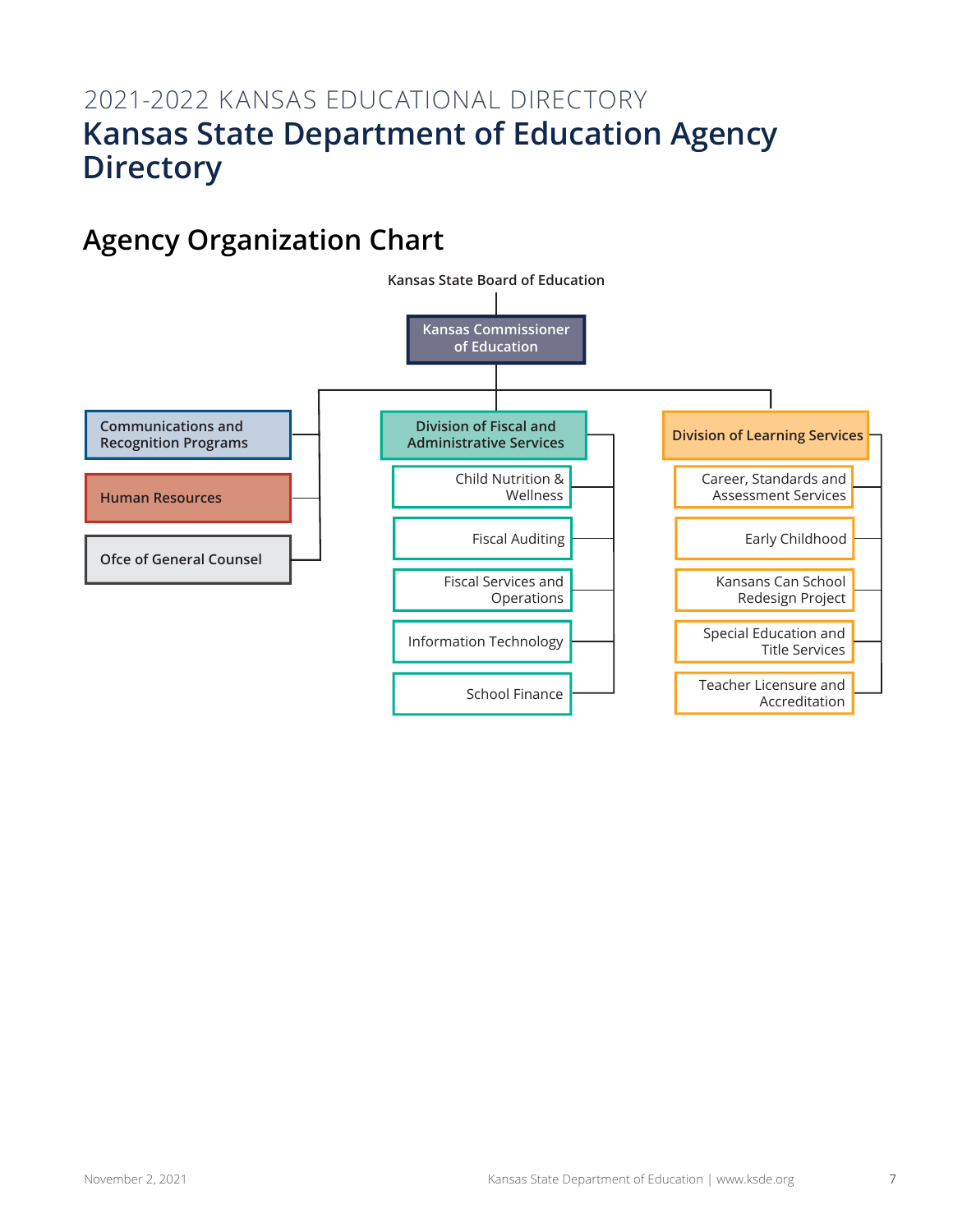2021-2022 KANSAS EDUCATIONAL DIRECTORY

# Kansas State Department of Education Agency Directory

## Agency Organization Chart

Kansas State Board of Education

- **Kansas Commissioner of Education**
  - **Communications and Recognition Programs**
  - **Human Resources**
  - **Ofce of General Counsel**
  - **Division of Fiscal and Administrative Services**
    - Child Nutrition & Wellness
    - Fiscal Auditing
    - Fiscal Services and Operations
    - Information Technology
    - School Finance
  - **Division of Learning Services**
    - Career, Standards and Assessment Services
    - Early Childhood
    - Kansans Can School Redesign Project
    - Special Education and Title Services
    - Teacher Licensure and Accreditation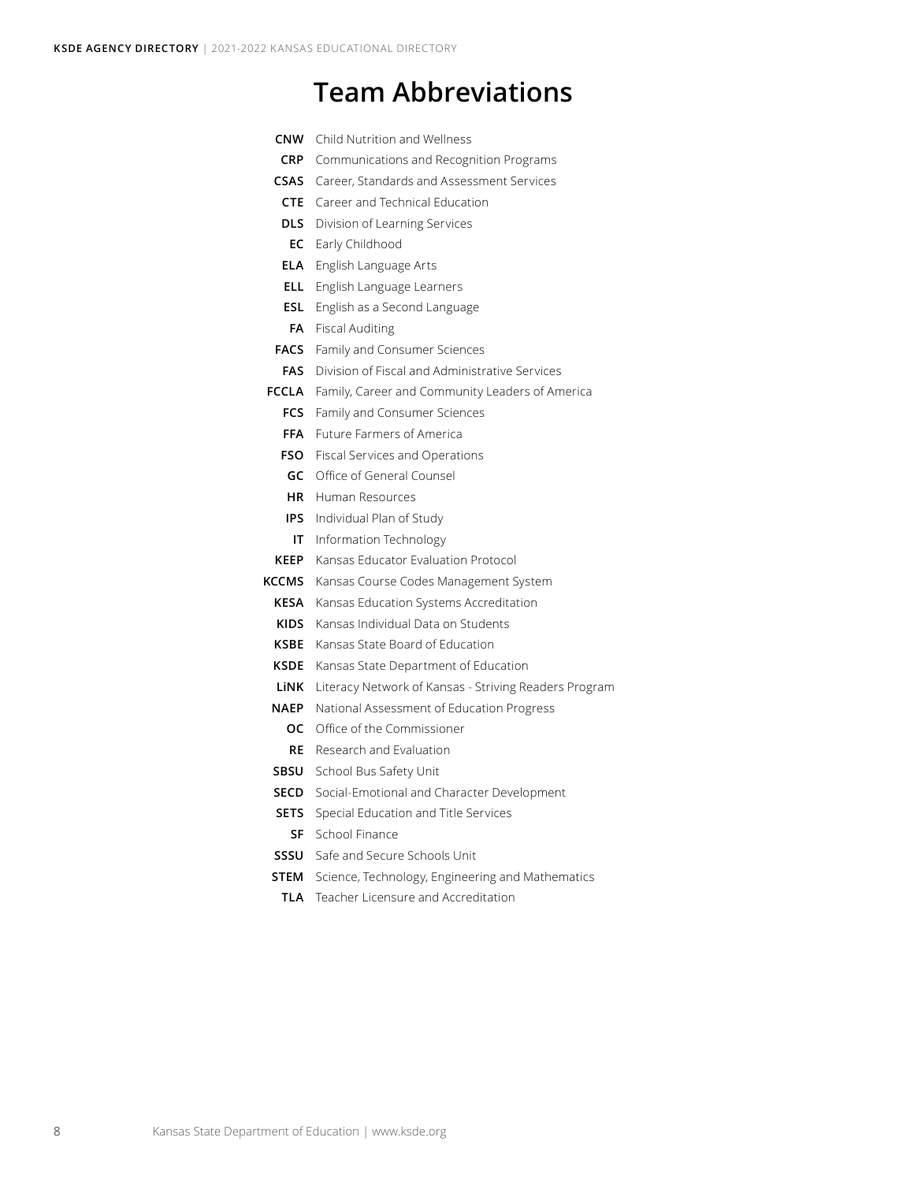# Team Abbreviations

**CNW** Child Nutrition and Wellness
**CRP** Communications and Recognition Programs
**CSAS** Career, Standards and Assessment Services
**CTE** Career and Technical Education
**DLS** Division of Learning Services
**EC** Early Childhood
**ELA** English Language Arts
**ELL** English Language Learners
**ESL** English as a Second Language
**FA** Fiscal Auditing
**FACS** Family and Consumer Sciences
**FAS** Division of Fiscal and Administrative Services
**FCCLA** Family, Career and Community Leaders of America
**FCS** Family and Consumer Sciences
**FFA** Future Farmers of America
**FSO** Fiscal Services and Operations
**GC** Office of General Counsel
**HR** Human Resources
**IPS** Individual Plan of Study
**IT** Information Technology
**KEEP** Kansas Educator Evaluation Protocol
**KCCMS** Kansas Course Codes Management System
**KESA** Kansas Education Systems Accreditation
**KIDS** Kansas Individual Data on Students
**KSBE** Kansas State Board of Education
**KSDE** Kansas State Department of Education
**LiNK** Literacy Network of Kansas - Striving Readers Program
**NAEP** National Assessment of Education Progress
**OC** Office of the Commissioner
**RE** Research and Evaluation
**SBSU** School Bus Safety Unit
**SECD** Social-Emotional and Character Development
**SETS** Special Education and Title Services
**SF** School Finance
**SSSU** Safe and Secure Schools Unit
**STEM** Science, Technology, Engineering and Mathematics
**TLA** Teacher Licensure and Accreditation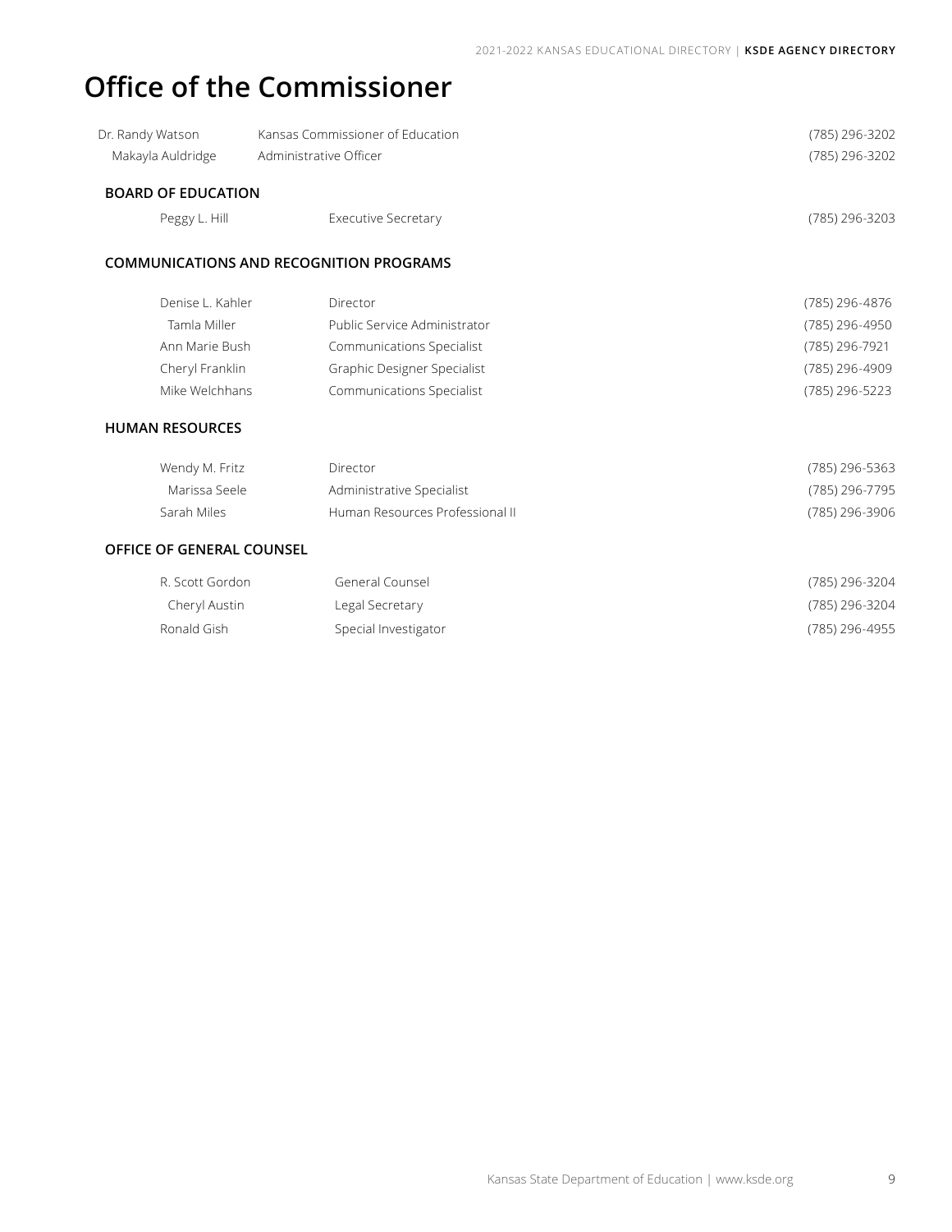# Office of the Commissioner

| | | |
|---|---|---|
| Dr. Randy Watson | Kansas Commissioner of Education | (785) 296-3202 |
| Makayla Auldridge | Administrative Officer | (785) 296-3202 |

## BOARD OF EDUCATION

| | | |
|---|---|---|
| Peggy L. Hill | Executive Secretary | (785) 296-3203 |

## COMMUNICATIONS AND RECOGNITION PROGRAMS

| | | |
|---|---|---|
| Denise L. Kahler | Director | (785) 296-4876 |
| Tamla Miller | Public Service Administrator | (785) 296-4950 |
| Ann Marie Bush | Communications Specialist | (785) 296-7921 |
| Cheryl Franklin | Graphic Designer Specialist | (785) 296-4909 |
| Mike Welchhans | Communications Specialist | (785) 296-5223 |

## HUMAN RESOURCES

| | | |
|---|---|---|
| Wendy M. Fritz | Director | (785) 296-5363 |
| Marissa Seele | Administrative Specialist | (785) 296-7795 |
| Sarah Miles | Human Resources Professional II | (785) 296-3906 |

## OFFICE OF GENERAL COUNSEL

| | | |
|---|---|---|
| R. Scott Gordon | General Counsel | (785) 296-3204 |
| Cheryl Austin | Legal Secretary | (785) 296-3204 |
| Ronald Gish | Special Investigator | (785) 296-4955 |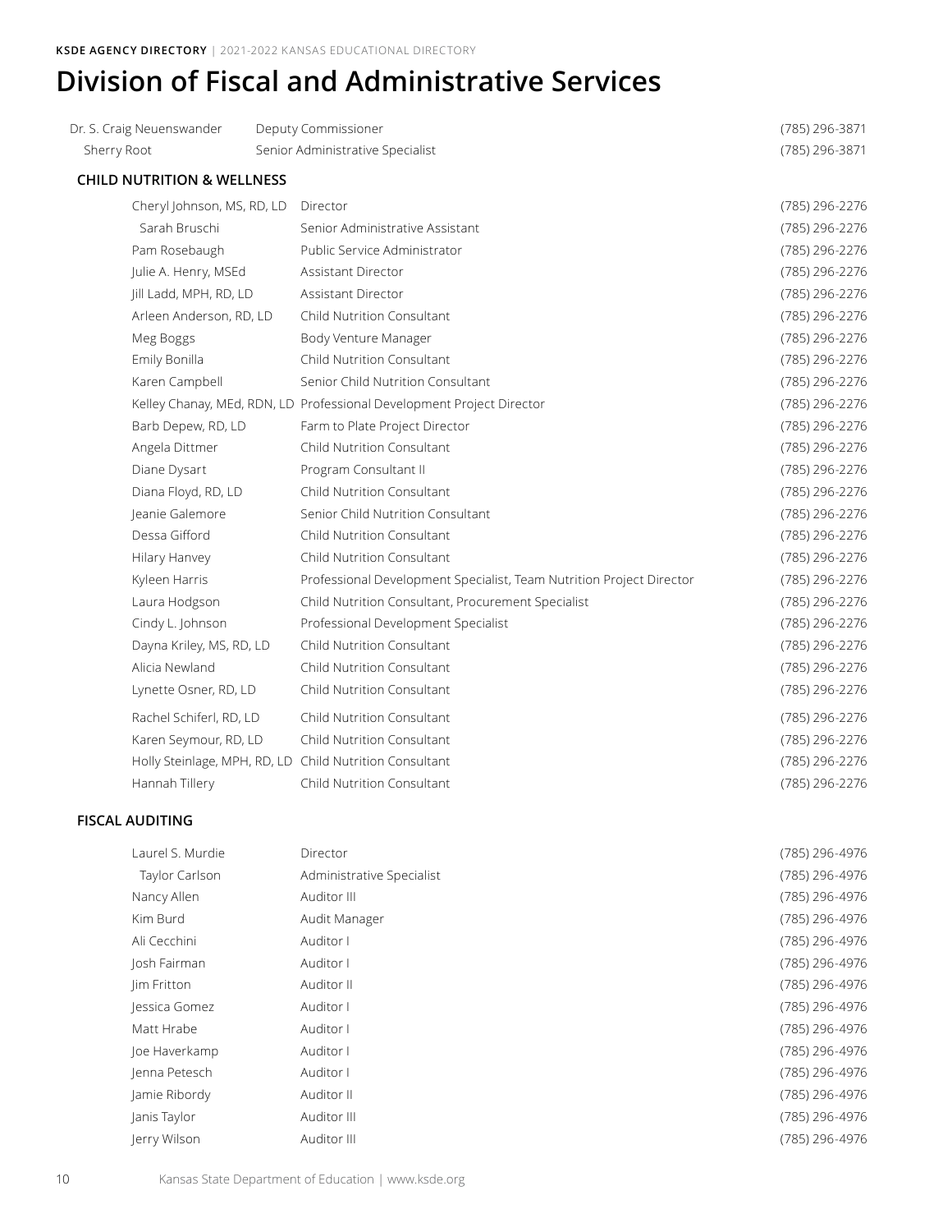# Division of Fiscal and Administrative Services

| | | |
|---|---|---|
| Dr. S. Craig Neuenswander | Deputy Commissioner | (785) 296-3871 |
| Sherry Root | Senior Administrative Specialist | (785) 296-3871 |

## CHILD NUTRITION & WELLNESS

| | | |
|---|---|---|
| Cheryl Johnson, MS, RD, LD | Director | (785) 296-2276 |
| Sarah Bruschi | Senior Administrative Assistant | (785) 296-2276 |
| Pam Rosebaugh | Public Service Administrator | (785) 296-2276 |
| Julie A. Henry, MSEd | Assistant Director | (785) 296-2276 |
| Jill Ladd, MPH, RD, LD | Assistant Director | (785) 296-2276 |
| Arleen Anderson, RD, LD | Child Nutrition Consultant | (785) 296-2276 |
| Meg Boggs | Body Venture Manager | (785) 296-2276 |
| Emily Bonilla | Child Nutrition Consultant | (785) 296-2276 |
| Karen Campbell | Senior Child Nutrition Consultant | (785) 296-2276 |
| Kelley Chanay, MEd, RDN, LD | Professional Development Project Director | (785) 296-2276 |
| Barb Depew, RD, LD | Farm to Plate Project Director | (785) 296-2276 |
| Angela Dittmer | Child Nutrition Consultant | (785) 296-2276 |
| Diane Dysart | Program Consultant II | (785) 296-2276 |
| Diana Floyd, RD, LD | Child Nutrition Consultant | (785) 296-2276 |
| Jeanie Galemore | Senior Child Nutrition Consultant | (785) 296-2276 |
| Dessa Gifford | Child Nutrition Consultant | (785) 296-2276 |
| Hilary Hanvey | Child Nutrition Consultant | (785) 296-2276 |
| Kyleen Harris | Professional Development Specialist, Team Nutrition Project Director | (785) 296-2276 |
| Laura Hodgson | Child Nutrition Consultant, Procurement Specialist | (785) 296-2276 |
| Cindy L. Johnson | Professional Development Specialist | (785) 296-2276 |
| Dayna Kriley, MS, RD, LD | Child Nutrition Consultant | (785) 296-2276 |
| Alicia Newland | Child Nutrition Consultant | (785) 296-2276 |
| Lynette Osner, RD, LD | Child Nutrition Consultant | (785) 296-2276 |
| Rachel Schiferl, RD, LD | Child Nutrition Consultant | (785) 296-2276 |
| Karen Seymour, RD, LD | Child Nutrition Consultant | (785) 296-2276 |
| Holly Steinlage, MPH, RD, LD | Child Nutrition Consultant | (785) 296-2276 |
| Hannah Tillery | Child Nutrition Consultant | (785) 296-2276 |

## FISCAL AUDITING

| | | |
|---|---|---|
| Laurel S. Murdie | Director | (785) 296-4976 |
| Taylor Carlson | Administrative Specialist | (785) 296-4976 |
| Nancy Allen | Auditor III | (785) 296-4976 |
| Kim Burd | Audit Manager | (785) 296-4976 |
| Ali Cecchini | Auditor I | (785) 296-4976 |
| Josh Fairman | Auditor I | (785) 296-4976 |
| Jim Fritton | Auditor II | (785) 296-4976 |
| Jessica Gomez | Auditor I | (785) 296-4976 |
| Matt Hrabe | Auditor I | (785) 296-4976 |
| Joe Haverkamp | Auditor I | (785) 296-4976 |
| Jenna Petesch | Auditor I | (785) 296-4976 |
| Jamie Ribordy | Auditor II | (785) 296-4976 |
| Janis Taylor | Auditor III | (785) 296-4976 |
| Jerry Wilson | Auditor III | (785) 296-4976 |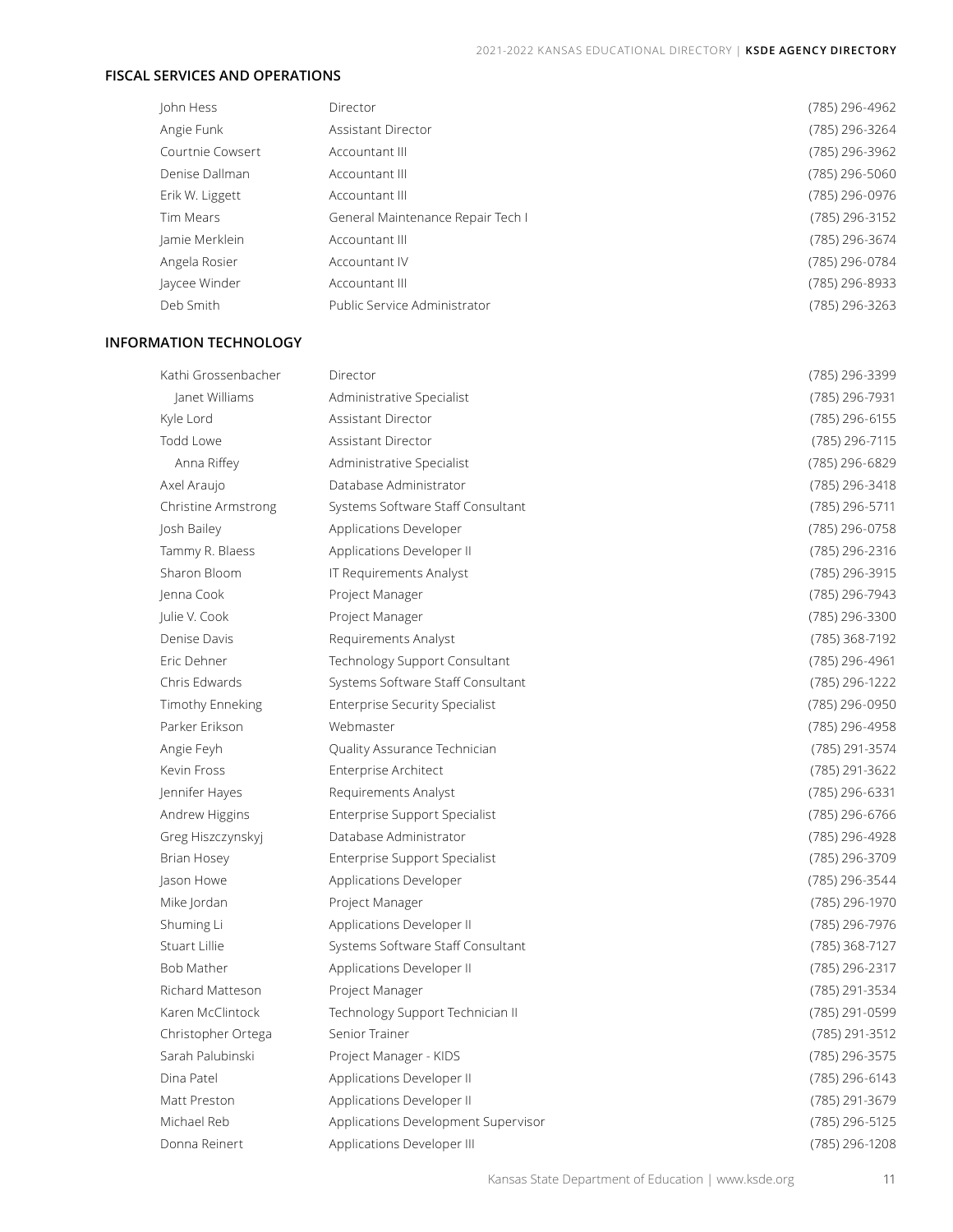## FISCAL SERVICES AND OPERATIONS

| Name | Title | Phone |
|---|---|---|
| John Hess | Director | (785) 296-4962 |
| Angie Funk | Assistant Director | (785) 296-3264 |
| Courtnie Cowsert | Accountant III | (785) 296-3962 |
| Denise Dallman | Accountant III | (785) 296-5060 |
| Erik W. Liggett | Accountant III | (785) 296-0976 |
| Tim Mears | General Maintenance Repair Tech I | (785) 296-3152 |
| Jamie Merklein | Accountant III | (785) 296-3674 |
| Angela Rosier | Accountant IV | (785) 296-0784 |
| Jaycee Winder | Accountant III | (785) 296-8933 |
| Deb Smith | Public Service Administrator | (785) 296-3263 |

## INFORMATION TECHNOLOGY

| Name | Title | Phone |
|---|---|---|
| Kathi Grossenbacher | Director | (785) 296-3399 |
| Janet Williams | Administrative Specialist | (785) 296-7931 |
| Kyle Lord | Assistant Director | (785) 296-6155 |
| Todd Lowe | Assistant Director | (785) 296-7115 |
| Anna Riffey | Administrative Specialist | (785) 296-6829 |
| Axel Araujo | Database Administrator | (785) 296-3418 |
| Christine Armstrong | Systems Software Staff Consultant | (785) 296-5711 |
| Josh Bailey | Applications Developer | (785) 296-0758 |
| Tammy R. Blaess | Applications Developer II | (785) 296-2316 |
| Sharon Bloom | IT Requirements Analyst | (785) 296-3915 |
| Jenna Cook | Project Manager | (785) 296-7943 |
| Julie V. Cook | Project Manager | (785) 296-3300 |
| Denise Davis | Requirements Analyst | (785) 368-7192 |
| Eric Dehner | Technology Support Consultant | (785) 296-4961 |
| Chris Edwards | Systems Software Staff Consultant | (785) 296-1222 |
| Timothy Enneking | Enterprise Security Specialist | (785) 296-0950 |
| Parker Erikson | Webmaster | (785) 296-4958 |
| Angie Feyh | Quality Assurance Technician | (785) 291-3574 |
| Kevin Fross | Enterprise Architect | (785) 291-3622 |
| Jennifer Hayes | Requirements Analyst | (785) 296-6331 |
| Andrew Higgins | Enterprise Support Specialist | (785) 296-6766 |
| Greg Hiszczynskyj | Database Administrator | (785) 296-4928 |
| Brian Hosey | Enterprise Support Specialist | (785) 296-3709 |
| Jason Howe | Applications Developer | (785) 296-3544 |
| Mike Jordan | Project Manager | (785) 296-1970 |
| Shuming Li | Applications Developer II | (785) 296-7976 |
| Stuart Lillie | Systems Software Staff Consultant | (785) 368-7127 |
| Bob Mather | Applications Developer II | (785) 296-2317 |
| Richard Matteson | Project Manager | (785) 291-3534 |
| Karen McClintock | Technology Support Technician II | (785) 291-0599 |
| Christopher Ortega | Senior Trainer | (785) 291-3512 |
| Sarah Palubinski | Project Manager - KIDS | (785) 296-3575 |
| Dina Patel | Applications Developer II | (785) 296-6143 |
| Matt Preston | Applications Developer II | (785) 291-3679 |
| Michael Reb | Applications Development Supervisor | (785) 296-5125 |
| Donna Reinert | Applications Developer III | (785) 296-1208 |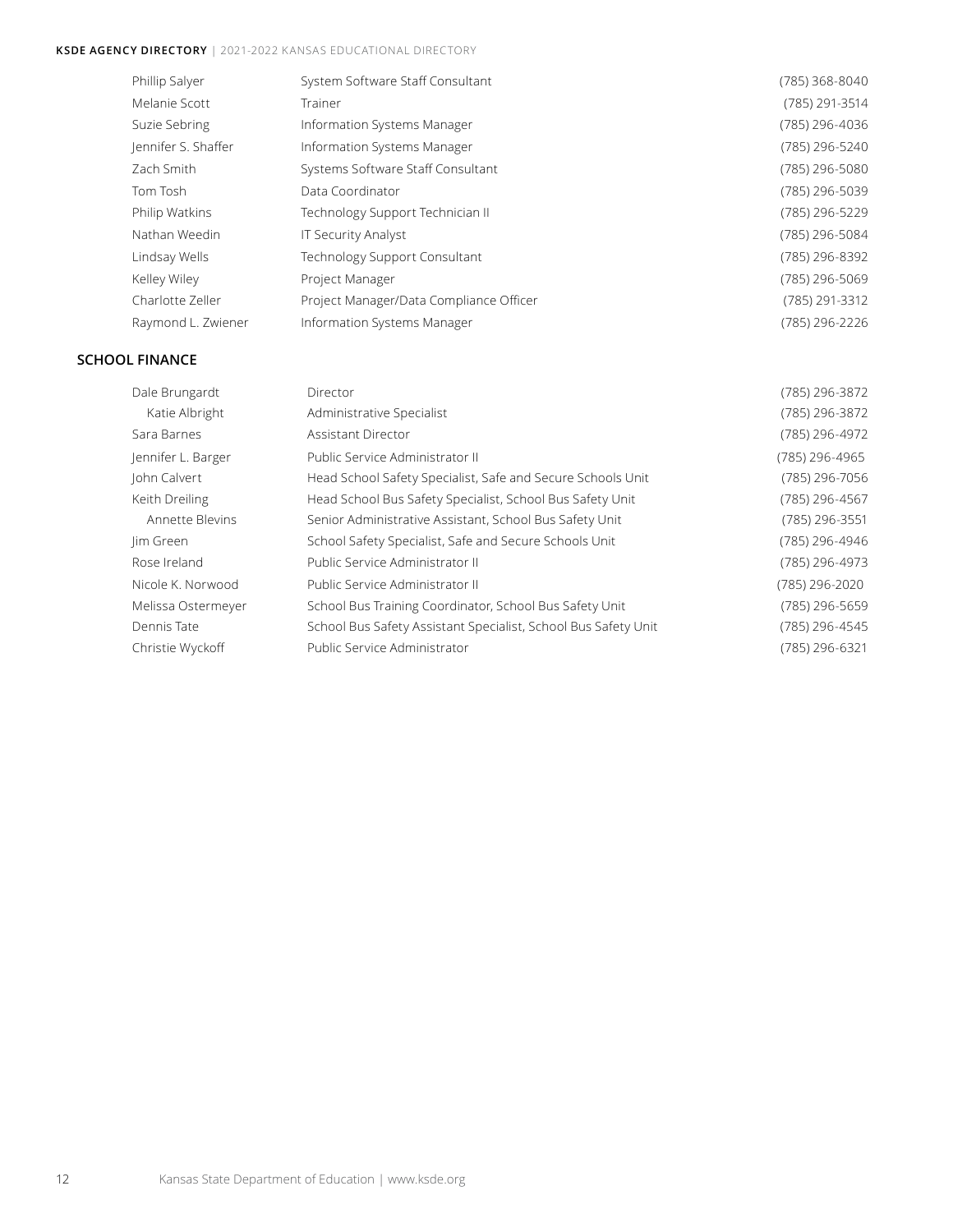| | | |
|---|---|---|
| Phillip Salyer | System Software Staff Consultant | (785) 368-8040 |
| Melanie Scott | Trainer | (785) 291-3514 |
| Suzie Sebring | Information Systems Manager | (785) 296-4036 |
| Jennifer S. Shaffer | Information Systems Manager | (785) 296-5240 |
| Zach Smith | Systems Software Staff Consultant | (785) 296-5080 |
| Tom Tosh | Data Coordinator | (785) 296-5039 |
| Philip Watkins | Technology Support Technician II | (785) 296-5229 |
| Nathan Weedin | IT Security Analyst | (785) 296-5084 |
| Lindsay Wells | Technology Support Consultant | (785) 296-8392 |
| Kelley Wiley | Project Manager | (785) 296-5069 |
| Charlotte Zeller | Project Manager/Data Compliance Officer | (785) 291-3312 |
| Raymond L. Zwiener | Information Systems Manager | (785) 296-2226 |

## SCHOOL FINANCE

| | | |
|---|---|---|
| Dale Brungardt | Director | (785) 296-3872 |
| Katie Albright | Administrative Specialist | (785) 296-3872 |
| Sara Barnes | Assistant Director | (785) 296-4972 |
| Jennifer L. Barger | Public Service Administrator II | (785) 296-4965 |
| John Calvert | Head School Safety Specialist, Safe and Secure Schools Unit | (785) 296-7056 |
| Keith Dreiling | Head School Bus Safety Specialist, School Bus Safety Unit | (785) 296-4567 |
| Annette Blevins | Senior Administrative Assistant, School Bus Safety Unit | (785) 296-3551 |
| Jim Green | School Safety Specialist, Safe and Secure Schools Unit | (785) 296-4946 |
| Rose Ireland | Public Service Administrator II | (785) 296-4973 |
| Nicole K. Norwood | Public Service Administrator II | (785) 296-2020 |
| Melissa Ostermeyer | School Bus Training Coordinator, School Bus Safety Unit | (785) 296-5659 |
| Dennis Tate | School Bus Safety Assistant Specialist, School Bus Safety Unit | (785) 296-4545 |
| Christie Wyckoff | Public Service Administrator | (785) 296-6321 |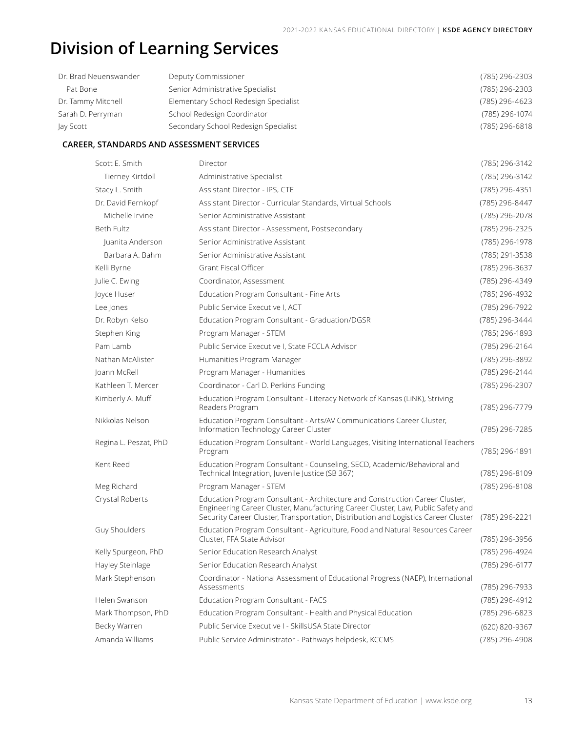# Division of Learning Services

| Name | Title | Phone |
| --- | --- | --- |
| Dr. Brad Neuenswander | Deputy Commissioner | (785) 296-2303 |
| Pat Bone | Senior Administrative Specialist | (785) 296-2303 |
| Dr. Tammy Mitchell | Elementary School Redesign Specialist | (785) 296-4623 |
| Sarah D. Perryman | School Redesign Coordinator | (785) 296-1074 |
| Jay Scott | Secondary School Redesign Specialist | (785) 296-6818 |

## CAREER, STANDARDS AND ASSESSMENT SERVICES

| Name | Title | Phone |
| --- | --- | --- |
| Scott E. Smith | Director | (785) 296-3142 |
| Tierney Kirtdoll | Administrative Specialist | (785) 296-3142 |
| Stacy L. Smith | Assistant Director - IPS, CTE | (785) 296-4351 |
| Dr. David Fernkopf | Assistant Director - Curricular Standards, Virtual Schools | (785) 296-8447 |
| Michelle Irvine | Senior Administrative Assistant | (785) 296-2078 |
| Beth Fultz | Assistant Director - Assessment, Postsecondary | (785) 296-2325 |
| Juanita Anderson | Senior Administrative Assistant | (785) 296-1978 |
| Barbara A. Bahm | Senior Administrative Assistant | (785) 291-3538 |
| Kelli Byrne | Grant Fiscal Officer | (785) 296-3637 |
| Julie C. Ewing | Coordinator, Assessment | (785) 296-4349 |
| Joyce Huser | Education Program Consultant - Fine Arts | (785) 296-4932 |
| Lee Jones | Public Service Executive I, ACT | (785) 296-7922 |
| Dr. Robyn Kelso | Education Program Consultant - Graduation/DGSR | (785) 296-3444 |
| Stephen King | Program Manager - STEM | (785) 296-1893 |
| Pam Lamb | Public Service Executive I, State FCCLA Advisor | (785) 296-2164 |
| Nathan McAlister | Humanities Program Manager | (785) 296-3892 |
| Joann McRell | Program Manager - Humanities | (785) 296-2144 |
| Kathleen T. Mercer | Coordinator - Carl D. Perkins Funding | (785) 296-2307 |
| Kimberly A. Muff | Education Program Consultant - Literacy Network of Kansas (LiNK), Striving Readers Program | (785) 296-7779 |
| Nikkolas Nelson | Education Program Consultant - Arts/AV Communications Career Cluster, Information Technology Career Cluster | (785) 296-7285 |
| Regina L. Peszat, PhD | Education Program Consultant - World Languages, Visiting International Teachers Program | (785) 296-1891 |
| Kent Reed | Education Program Consultant - Counseling, SECD, Academic/Behavioral and Technical Integration, Juvenile Justice (SB 367) | (785) 296-8109 |
| Meg Richard | Program Manager - STEM | (785) 296-8108 |
| Crystal Roberts | Education Program Consultant - Architecture and Construction Career Cluster, Engineering Career Cluster, Manufacturing Career Cluster, Law, Public Safety and Security Career Cluster, Transportation, Distribution and Logistics Career Cluster | (785) 296-2221 |
| Guy Shoulders | Education Program Consultant - Agriculture, Food and Natural Resources Career Cluster, FFA State Advisor | (785) 296-3956 |
| Kelly Spurgeon, PhD | Senior Education Research Analyst | (785) 296-4924 |
| Hayley Steinlage | Senior Education Research Analyst | (785) 296-6177 |
| Mark Stephenson | Coordinator - National Assessment of Educational Progress (NAEP), International Assessments | (785) 296-7933 |
| Helen Swanson | Education Program Consultant - FACS | (785) 296-4912 |
| Mark Thompson, PhD | Education Program Consultant - Health and Physical Education | (785) 296-6823 |
| Becky Warren | Public Service Executive I - SkillsUSA State Director | (620) 820-9367 |
| Amanda Williams | Public Service Administrator - Pathways helpdesk, KCCMS | (785) 296-4908 |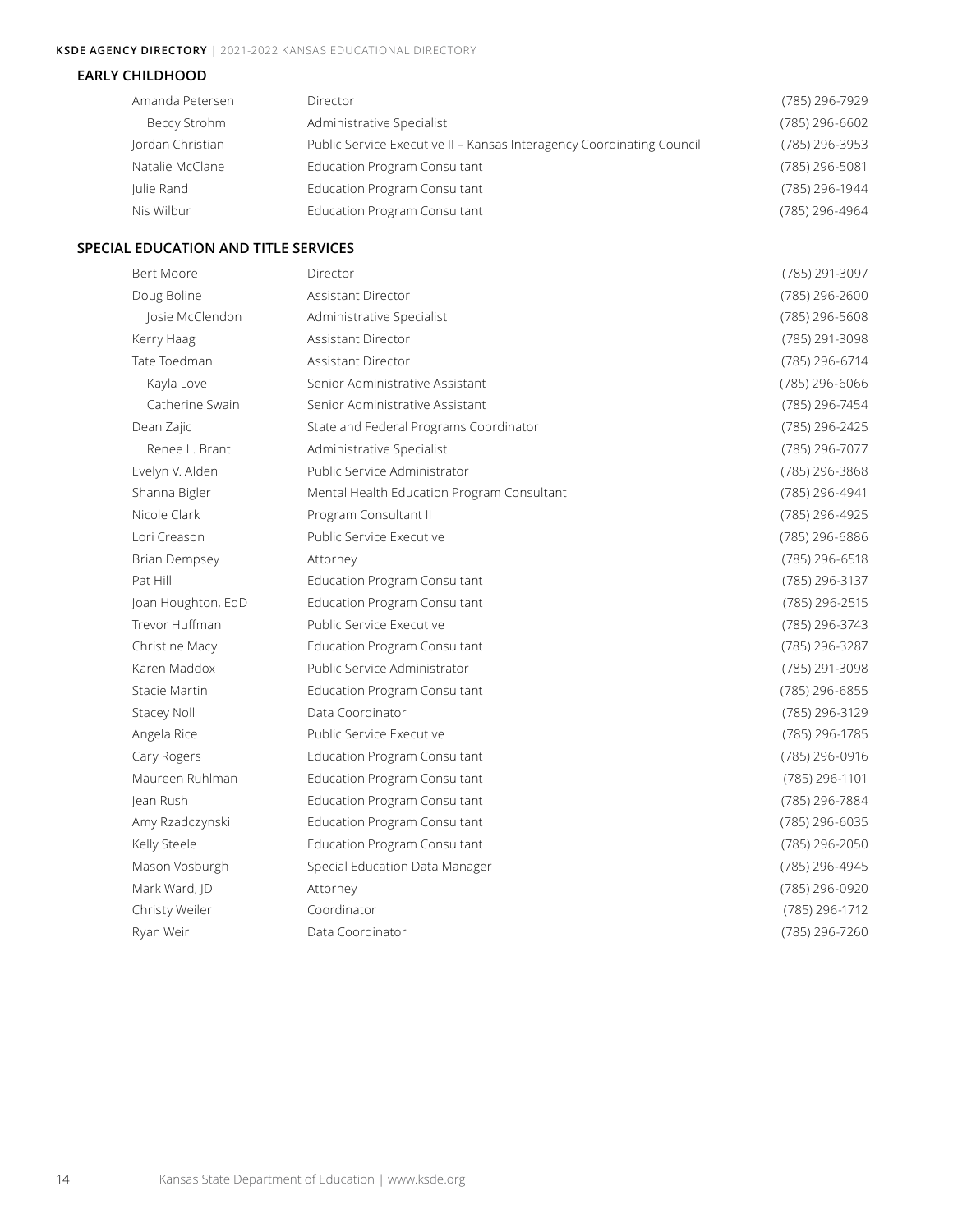## EARLY CHILDHOOD

| Name | Title | Phone |
|---|---|---|
| Amanda Petersen | Director | (785) 296-7929 |
| Beccy Strohm | Administrative Specialist | (785) 296-6602 |
| Jordan Christian | Public Service Executive II – Kansas Interagency Coordinating Council | (785) 296-3953 |
| Natalie McClane | Education Program Consultant | (785) 296-5081 |
| Julie Rand | Education Program Consultant | (785) 296-1944 |
| Nis Wilbur | Education Program Consultant | (785) 296-4964 |

## SPECIAL EDUCATION AND TITLE SERVICES

| Name | Title | Phone |
|---|---|---|
| Bert Moore | Director | (785) 291-3097 |
| Doug Boline | Assistant Director | (785) 296-2600 |
| Josie McClendon | Administrative Specialist | (785) 296-5608 |
| Kerry Haag | Assistant Director | (785) 291-3098 |
| Tate Toedman | Assistant Director | (785) 296-6714 |
| Kayla Love | Senior Administrative Assistant | (785) 296-6066 |
| Catherine Swain | Senior Administrative Assistant | (785) 296-7454 |
| Dean Zajic | State and Federal Programs Coordinator | (785) 296-2425 |
| Renee L. Brant | Administrative Specialist | (785) 296-7077 |
| Evelyn V. Alden | Public Service Administrator | (785) 296-3868 |
| Shanna Bigler | Mental Health Education Program Consultant | (785) 296-4941 |
| Nicole Clark | Program Consultant II | (785) 296-4925 |
| Lori Creason | Public Service Executive | (785) 296-6886 |
| Brian Dempsey | Attorney | (785) 296-6518 |
| Pat Hill | Education Program Consultant | (785) 296-3137 |
| Joan Houghton, EdD | Education Program Consultant | (785) 296-2515 |
| Trevor Huffman | Public Service Executive | (785) 296-3743 |
| Christine Macy | Education Program Consultant | (785) 296-3287 |
| Karen Maddox | Public Service Administrator | (785) 291-3098 |
| Stacie Martin | Education Program Consultant | (785) 296-6855 |
| Stacey Noll | Data Coordinator | (785) 296-3129 |
| Angela Rice | Public Service Executive | (785) 296-1785 |
| Cary Rogers | Education Program Consultant | (785) 296-0916 |
| Maureen Ruhlman | Education Program Consultant | (785) 296-1101 |
| Jean Rush | Education Program Consultant | (785) 296-7884 |
| Amy Rzadczynski | Education Program Consultant | (785) 296-6035 |
| Kelly Steele | Education Program Consultant | (785) 296-2050 |
| Mason Vosburgh | Special Education Data Manager | (785) 296-4945 |
| Mark Ward, JD | Attorney | (785) 296-0920 |
| Christy Weiler | Coordinator | (785) 296-1712 |
| Ryan Weir | Data Coordinator | (785) 296-7260 |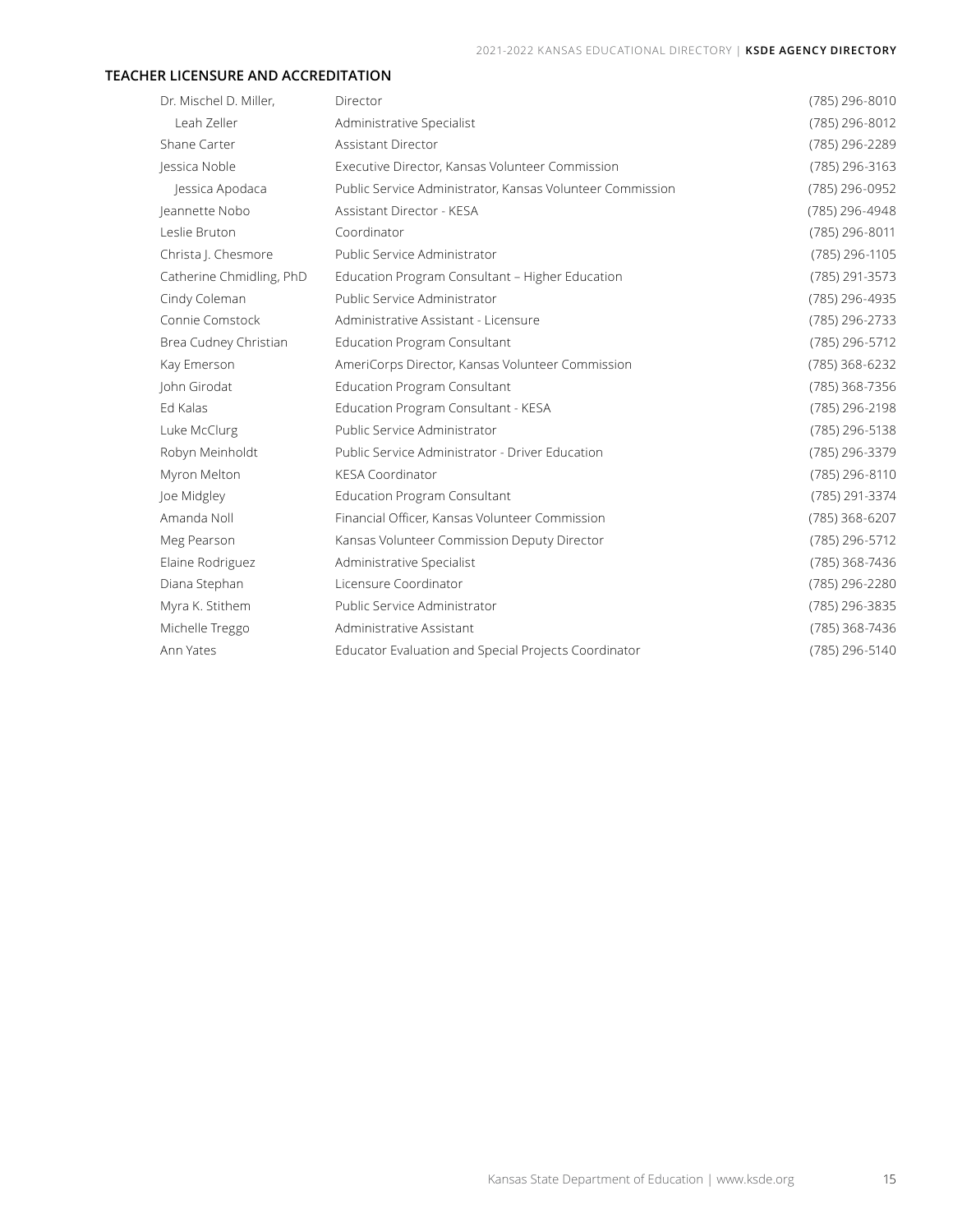## TEACHER LICENSURE AND ACCREDITATION

| Name | Title | Phone |
|---|---|---|
| Dr. Mischel D. Miller, | Director | (785) 296-8010 |
| Leah Zeller | Administrative Specialist | (785) 296-8012 |
| Shane Carter | Assistant Director | (785) 296-2289 |
| Jessica Noble | Executive Director, Kansas Volunteer Commission | (785) 296-3163 |
| Jessica Apodaca | Public Service Administrator, Kansas Volunteer Commission | (785) 296-0952 |
| Jeannette Nobo | Assistant Director - KESA | (785) 296-4948 |
| Leslie Bruton | Coordinator | (785) 296-8011 |
| Christa J. Chesmore | Public Service Administrator | (785) 296-1105 |
| Catherine Chmidling, PhD | Education Program Consultant – Higher Education | (785) 291-3573 |
| Cindy Coleman | Public Service Administrator | (785) 296-4935 |
| Connie Comstock | Administrative Assistant - Licensure | (785) 296-2733 |
| Brea Cudney Christian | Education Program Consultant | (785) 296-5712 |
| Kay Emerson | AmeriCorps Director, Kansas Volunteer Commission | (785) 368-6232 |
| John Girodat | Education Program Consultant | (785) 368-7356 |
| Ed Kalas | Education Program Consultant - KESA | (785) 296-2198 |
| Luke McClurg | Public Service Administrator | (785) 296-5138 |
| Robyn Meinholdt | Public Service Administrator - Driver Education | (785) 296-3379 |
| Myron Melton | KESA Coordinator | (785) 296-8110 |
| Joe Midgley | Education Program Consultant | (785) 291-3374 |
| Amanda Noll | Financial Officer, Kansas Volunteer Commission | (785) 368-6207 |
| Meg Pearson | Kansas Volunteer Commission Deputy Director | (785) 296-5712 |
| Elaine Rodriguez | Administrative Specialist | (785) 368-7436 |
| Diana Stephan | Licensure Coordinator | (785) 296-2280 |
| Myra K. Stithem | Public Service Administrator | (785) 296-3835 |
| Michelle Treggo | Administrative Assistant | (785) 368-7436 |
| Ann Yates | Educator Evaluation and Special Projects Coordinator | (785) 296-5140 |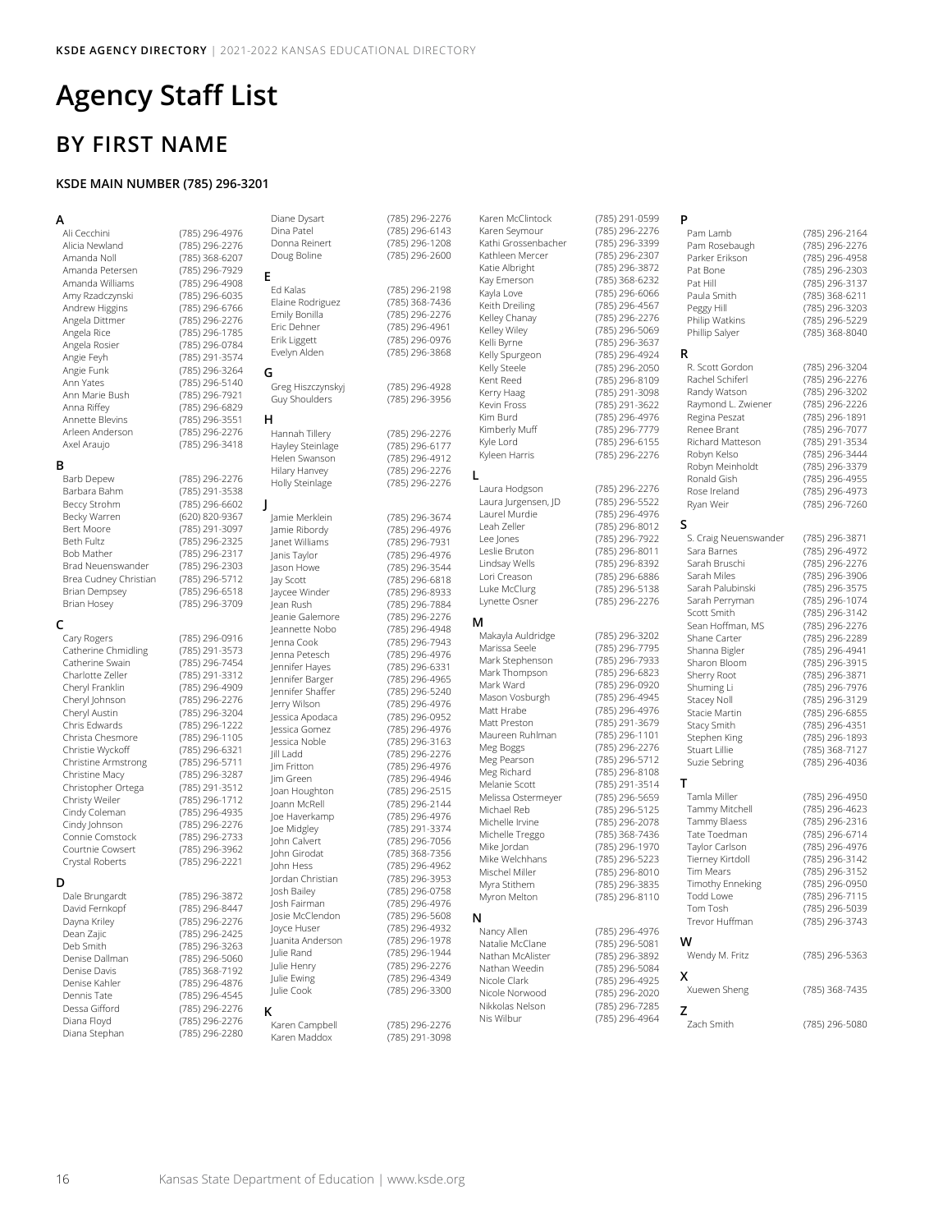# Agency Staff List

## BY FIRST NAME

**KSDE MAIN NUMBER (785) 296-3201**

### A

| Name | Phone |
|---|---|
| Ali Cecchini | (785) 296-4976 |
| Alicia Newland | (785) 296-2276 |
| Amanda Noll | (785) 368-6207 |
| Amanda Petersen | (785) 296-7929 |
| Amanda Williams | (785) 296-4908 |
| Amy Rzadczynski | (785) 296-6035 |
| Andrew Higgins | (785) 296-6766 |
| Angela Dittmer | (785) 296-2276 |
| Angela Rice | (785) 296-1785 |
| Angela Rosier | (785) 296-0784 |
| Angie Feyh | (785) 291-3574 |
| Angie Funk | (785) 296-3264 |
| Ann Yates | (785) 296-5140 |
| Ann Marie Bush | (785) 296-7921 |
| Anna Riffey | (785) 296-6829 |
| Annette Blevins | (785) 296-3551 |
| Arleen Anderson | (785) 296-2276 |
| Axel Araujo | (785) 296-3418 |

### B

| Name | Phone |
|---|---|
| Barb Depew | (785) 296-2276 |
| Barbara Bahm | (785) 291-3538 |
| Beccy Strohm | (785) 296-6602 |
| Becky Warren | (620) 820-9367 |
| Bert Moore | (785) 291-3097 |
| Beth Fultz | (785) 296-2325 |
| Bob Mather | (785) 296-2317 |
| Brad Neuenswander | (785) 296-2303 |
| Brea Cudney Christian | (785) 296-5712 |
| Brian Dempsey | (785) 296-6518 |
| Brian Hosey | (785) 296-3709 |

### C

| Name | Phone |
|---|---|
| Cary Rogers | (785) 296-0916 |
| Catherine Chmidling | (785) 291-3573 |
| Catherine Swain | (785) 296-7454 |
| Charlotte Zeller | (785) 291-3312 |
| Cheryl Franklin | (785) 296-4909 |
| Cheryl Johnson | (785) 296-2276 |
| Cheryl Austin | (785) 296-3204 |
| Chris Edwards | (785) 296-1222 |
| Christa Chesmore | (785) 296-1105 |
| Christie Wyckoff | (785) 296-6321 |
| Christine Armstrong | (785) 296-5711 |
| Christine Macy | (785) 296-3287 |
| Christopher Ortega | (785) 291-3512 |
| Christy Weiler | (785) 296-1712 |
| Cindy Coleman | (785) 296-4935 |
| Cindy Johnson | (785) 296-2276 |
| Connie Comstock | (785) 296-2733 |
| Courtnie Cowsert | (785) 296-3962 |
| Crystal Roberts | (785) 296-2221 |

### D

| Name | Phone |
|---|---|
| Dale Brungardt | (785) 296-3872 |
| David Fernkopf | (785) 296-8447 |
| Dayna Kriley | (785) 296-2276 |
| Dean Zajic | (785) 296-2425 |
| Deb Smith | (785) 296-3263 |
| Denise Dallman | (785) 296-5060 |
| Denise Davis | (785) 368-7192 |
| Denise Kahler | (785) 296-4876 |
| Dennis Tate | (785) 296-4545 |
| Dessa Gifford | (785) 296-2276 |
| Diana Floyd | (785) 296-2276 |
| Diana Stephan | (785) 296-2280 |
| Diane Dysart | (785) 296-2276 |
| Dina Patel | (785) 296-6143 |
| Donna Reinert | (785) 296-1208 |
| Doug Boline | (785) 296-2600 |

### E

| Name | Phone |
|---|---|
| Ed Kalas | (785) 296-2198 |
| Elaine Rodriguez | (785) 368-7436 |
| Emily Bonilla | (785) 296-2276 |
| Eric Dehner | (785) 296-4961 |
| Erik Liggett | (785) 296-0976 |
| Evelyn Alden | (785) 296-3868 |

### G

| Name | Phone |
|---|---|
| Greg Hiszczynskyj | (785) 296-4928 |
| Guy Shoulders | (785) 296-3956 |

### H

| Name | Phone |
|---|---|
| Hannah Tillery | (785) 296-2276 |
| Hayley Steinlage | (785) 296-6177 |
| Helen Swanson | (785) 296-4912 |
| Hilary Hanvey | (785) 296-2276 |
| Holly Steinlage | (785) 296-2276 |

### J

| Name | Phone |
|---|---|
| Jamie Merklein | (785) 296-3674 |
| Jamie Ribordy | (785) 296-4976 |
| Janet Williams | (785) 296-7931 |
| Janis Taylor | (785) 296-4976 |
| Jason Howe | (785) 296-3544 |
| Jay Scott | (785) 296-6818 |
| Jaycee Winder | (785) 296-8933 |
| Jean Rush | (785) 296-7884 |
| Jeanie Galemore | (785) 296-2276 |
| Jeannette Nobo | (785) 296-4948 |
| Jenna Cook | (785) 296-7943 |
| Jenna Petesch | (785) 296-4976 |
| Jennifer Hayes | (785) 296-6331 |
| Jennifer Barger | (785) 296-4965 |
| Jennifer Shaffer | (785) 296-5240 |
| Jerry Wilson | (785) 296-4976 |
| Jessica Apodaca | (785) 296-0952 |
| Jessica Gomez | (785) 296-4976 |
| Jessica Noble | (785) 296-3163 |
| Jill Ladd | (785) 296-2276 |
| Jim Fritton | (785) 296-4976 |
| Jim Green | (785) 296-4946 |
| Joan Houghton | (785) 296-2515 |
| Joann McRell | (785) 296-2144 |
| Joe Haverkamp | (785) 296-4976 |
| Joe Midgley | (785) 291-3374 |
| John Calvert | (785) 296-7056 |
| John Girodat | (785) 368-7356 |
| John Hess | (785) 296-4962 |
| Jordan Christian | (785) 296-3953 |
| Josh Bailey | (785) 296-0758 |
| Josh Fairman | (785) 296-4976 |
| Josie McClendon | (785) 296-5608 |
| Joyce Huser | (785) 296-4932 |
| Juanita Anderson | (785) 296-1978 |
| Julie Rand | (785) 296-1944 |
| Julie Henry | (785) 296-2276 |
| Julie Ewing | (785) 296-4349 |
| Julie Cook | (785) 296-3300 |

### K

| Name | Phone |
|---|---|
| Karen Campbell | (785) 296-2276 |
| Karen Maddox | (785) 291-3098 |
| Karen McClintock | (785) 291-0599 |
| Karen Seymour | (785) 296-2276 |
| Kathi Grossenbacher | (785) 296-3399 |
| Kathleen Mercer | (785) 296-2307 |
| Katie Albright | (785) 296-3872 |
| Kay Emerson | (785) 368-6232 |
| Kayla Love | (785) 296-6066 |
| Keith Dreiling | (785) 296-4567 |
| Kelley Chanay | (785) 296-2276 |
| Kelley Wiley | (785) 296-5069 |
| Kelli Byrne | (785) 296-3637 |
| Kelly Spurgeon | (785) 296-4924 |
| Kelly Steele | (785) 296-2050 |
| Kent Reed | (785) 296-8109 |
| Kerry Haag | (785) 291-3098 |
| Kevin Fross | (785) 291-3622 |
| Kim Burd | (785) 296-4976 |
| Kimberly Muff | (785) 296-7779 |
| Kyle Lord | (785) 296-6155 |
| Kyleen Harris | (785) 296-2276 |

### L

| Name | Phone |
|---|---|
| Laura Hodgson | (785) 296-2276 |
| Laura Jurgensen, JD | (785) 296-5522 |
| Laurel Murdie | (785) 296-4976 |
| Leah Zeller | (785) 296-8012 |
| Lee Jones | (785) 296-7922 |
| Leslie Bruton | (785) 296-8011 |
| Lindsay Wells | (785) 296-8392 |
| Lori Creason | (785) 296-6886 |
| Luke McClurg | (785) 296-5138 |
| Lynette Osner | (785) 296-2276 |

### M

| Name | Phone |
|---|---|
| Makayla Auldridge | (785) 296-3202 |
| Marissa Seele | (785) 296-7795 |
| Mark Stephenson | (785) 296-7933 |
| Mark Thompson | (785) 296-6823 |
| Mark Ward | (785) 296-0920 |
| Mason Vosburgh | (785) 296-4945 |
| Matt Hrabe | (785) 296-4976 |
| Matt Preston | (785) 291-3679 |
| Maureen Ruhlman | (785) 296-1101 |
| Meg Boggs | (785) 296-2276 |
| Meg Pearson | (785) 296-5712 |
| Meg Richard | (785) 296-8108 |
| Melanie Scott | (785) 291-3514 |
| Melissa Ostermeyer | (785) 296-5659 |
| Michael Reb | (785) 296-5125 |
| Michelle Irvine | (785) 296-2078 |
| Michelle Treggo | (785) 368-7436 |
| Mike Jordan | (785) 296-1970 |
| Mike Welchhans | (785) 296-5223 |
| Mischel Miller | (785) 296-8010 |
| Myra Stithem | (785) 296-3835 |
| Myron Melton | (785) 296-8110 |

### N

| Name | Phone |
|---|---|
| Nancy Allen | (785) 296-4976 |
| Natalie McClane | (785) 296-5081 |
| Nathan McAlister | (785) 296-3892 |
| Nathan Weedin | (785) 296-5084 |
| Nicole Clark | (785) 296-4925 |
| Nicole Norwood | (785) 296-2020 |
| Nikkolas Nelson | (785) 296-7285 |
| Nis Wilbur | (785) 296-4964 |

### P

| Name | Phone |
|---|---|
| Pam Lamb | (785) 296-2164 |
| Pam Rosebaugh | (785) 296-2276 |
| Parker Erikson | (785) 296-4958 |
| Pat Bone | (785) 296-2303 |
| Pat Hill | (785) 296-3137 |
| Paula Smith | (785) 368-6211 |
| Peggy Hill | (785) 296-3203 |
| Philip Watkins | (785) 296-5229 |
| Phillip Salyer | (785) 368-8040 |

### R

| Name | Phone |
|---|---|
| R. Scott Gordon | (785) 296-3204 |
| Rachel Schiferl | (785) 296-2276 |
| Randy Watson | (785) 296-3202 |
| Raymond L. Zwiener | (785) 296-2226 |
| Regina Peszat | (785) 296-1891 |
| Renee Brant | (785) 296-7077 |
| Richard Matteson | (785) 291-3534 |
| Robyn Kelso | (785) 296-3444 |
| Robyn Meinholdt | (785) 296-3379 |
| Ronald Gish | (785) 296-4955 |
| Rose Ireland | (785) 296-4973 |
| Ryan Weir | (785) 296-7260 |

### S

| Name | Phone |
|---|---|
| S. Craig Neuenswander | (785) 296-3871 |
| Sara Barnes | (785) 296-4972 |
| Sarah Bruschi | (785) 296-2276 |
| Sarah Miles | (785) 296-3906 |
| Sarah Palubinski | (785) 296-3575 |
| Sarah Perryman | (785) 296-1074 |
| Scott Smith | (785) 296-3142 |
| Sean Hoffman, MS | (785) 296-2276 |
| Shane Carter | (785) 296-2289 |
| Shanna Bigler | (785) 296-4941 |
| Sharon Bloom | (785) 296-3915 |
| Sherry Root | (785) 296-3871 |
| Shuming Li | (785) 296-7976 |
| Stacey Noll | (785) 296-3129 |
| Stacie Martin | (785) 296-6855 |
| Stacy Smith | (785) 296-4351 |
| Stephen King | (785) 296-1893 |
| Stuart Lillie | (785) 368-7127 |
| Suzie Sebring | (785) 296-4036 |

### T

| Name | Phone |
|---|---|
| Tamla Miller | (785) 296-4950 |
| Tammy Mitchell | (785) 296-4623 |
| Tammy Blaess | (785) 296-2316 |
| Tate Toedman | (785) 296-6714 |
| Taylor Carlson | (785) 296-4976 |
| Tierney Kirtdoll | (785) 296-3142 |
| Tim Mears | (785) 296-3152 |
| Timothy Enneking | (785) 296-0950 |
| Todd Lowe | (785) 296-7115 |
| Tom Tosh | (785) 296-5039 |
| Trevor Huffman | (785) 296-3743 |

### W

| Name | Phone |
|---|---|
| Wendy M. Fritz | (785) 296-5363 |

### X

| Name | Phone |
|---|---|
| Xuewen Sheng | (785) 368-7435 |

### Z

| Name | Phone |
|---|---|
| Zach Smith | (785) 296-5080 |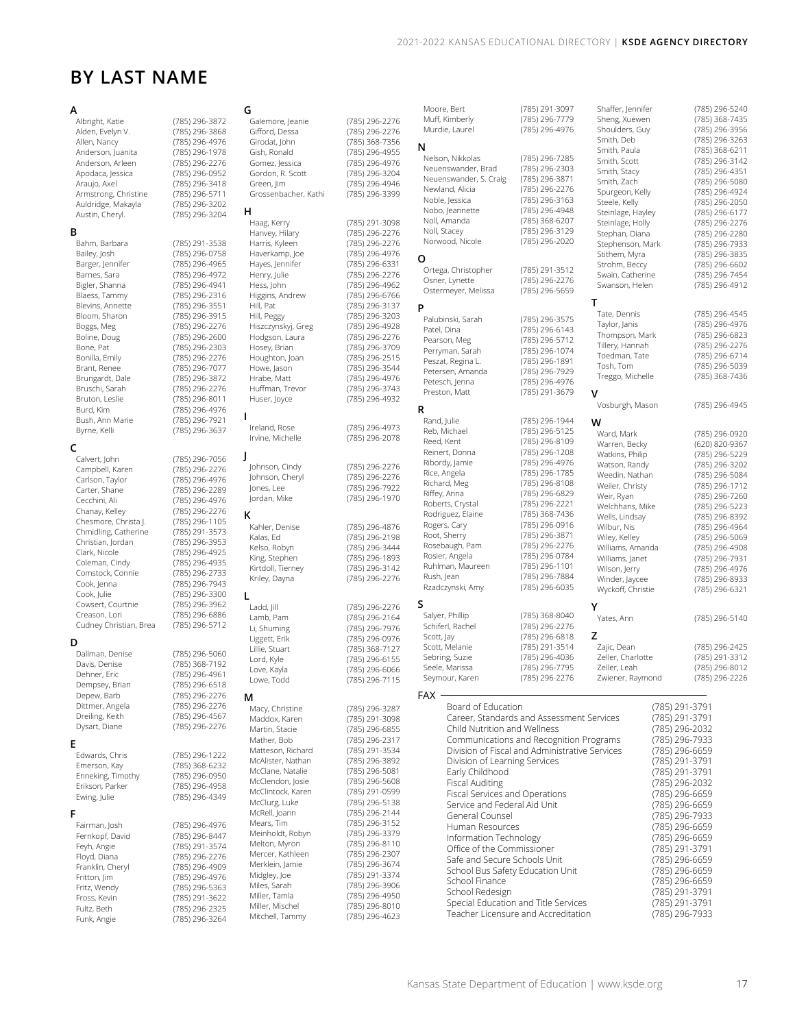# BY LAST NAME

### A

| | |
|---|---|
| Albright, Katie | (785) 296-3872 |
| Alden, Evelyn V. | (785) 296-3868 |
| Allen, Nancy | (785) 296-4976 |
| Anderson, Juanita | (785) 296-1978 |
| Anderson, Arleen | (785) 296-2276 |
| Apodaca, Jessica | (785) 296-0952 |
| Araujo, Axel | (785) 296-3418 |
| Armstrong, Christine | (785) 296-5711 |
| Auldridge, Makayla | (785) 296-3202 |
| Austin, Cheryl. | (785) 296-3204 |

### B

| | |
|---|---|
| Bahm, Barbara | (785) 291-3538 |
| Bailey, Josh | (785) 296-0758 |
| Barger, Jennifer | (785) 296-4965 |
| Barnes, Sara | (785) 296-4972 |
| Bigler, Shanna | (785) 296-4941 |
| Blaess, Tammy | (785) 296-2316 |
| Blevins, Annette | (785) 296-3551 |
| Bloom, Sharon | (785) 296-3915 |
| Boggs, Meg | (785) 296-2276 |
| Boline, Doug | (785) 296-2600 |
| Bone, Pat | (785) 296-2303 |
| Bonilla, Emily | (785) 296-2276 |
| Brant, Renee | (785) 296-7077 |
| Brungardt, Dale | (785) 296-3872 |
| Bruschi, Sarah | (785) 296-2276 |
| Bruton, Leslie | (785) 296-8011 |
| Burd, Kim | (785) 296-4976 |
| Bush, Ann Marie | (785) 296-7921 |
| Byrne, Kelli | (785) 296-3637 |

### C

| | |
|---|---|
| Calvert, John | (785) 296-7056 |
| Campbell, Karen | (785) 296-2276 |
| Carlson, Taylor | (785) 296-4976 |
| Carter, Shane | (785) 296-2289 |
| Cecchini, Ali | (785) 296-4976 |
| Chanay, Kelley | (785) 296-2276 |
| Chesmore, Christa J. | (785) 296-1105 |
| Chmidling, Catherine | (785) 291-3573 |
| Christian, Jordan | (785) 296-3953 |
| Clark, Nicole | (785) 296-4925 |
| Coleman, Cindy | (785) 296-4935 |
| Comstock, Connie | (785) 296-2733 |
| Cook, Jenna | (785) 296-7943 |
| Cook, Julie | (785) 296-3300 |
| Cowsert, Courtnie | (785) 296-3962 |
| Creason, Lori | (785) 296-6886 |
| Cudney Christian, Brea | (785) 296-5712 |

### D

| | |
|---|---|
| Dallman, Denise | (785) 296-5060 |
| Davis, Denise | (785) 368-7192 |
| Dehner, Eric | (785) 296-4961 |
| Dempsey, Brian | (785) 296-6518 |
| Depew, Barb | (785) 296-2276 |
| Dittmer, Angela | (785) 296-2276 |
| Dreiling, Keith | (785) 296-4567 |
| Dysart, Diane | (785) 296-2276 |

### E

| | |
|---|---|
| Edwards, Chris | (785) 296-1222 |
| Emerson, Kay | (785) 368-6232 |
| Enneking, Timothy | (785) 296-0950 |
| Erikson, Parker | (785) 296-4958 |
| Ewing, Julie | (785) 296-4349 |

### F

| | |
|---|---|
| Fairman, Josh | (785) 296-4976 |
| Fernkopf, David | (785) 296-8447 |
| Feyh, Angie | (785) 291-3574 |
| Floyd, Diana | (785) 296-2276 |
| Franklin, Cheryl | (785) 296-4909 |
| Fritton, Jim | (785) 296-4976 |
| Fritz, Wendy | (785) 296-5363 |
| Fross, Kevin | (785) 291-3622 |
| Fultz, Beth | (785) 296-2325 |
| Funk, Angie | (785) 296-3264 |

### G

| | |
|---|---|
| Galemore, Jeanie | (785) 296-2276 |
| Gifford, Dessa | (785) 296-2276 |
| Girodat, John | (785) 368-7356 |
| Gish, Ronald | (785) 296-4955 |
| Gomez, Jessica | (785) 296-4976 |
| Gordon, R. Scott | (785) 296-3204 |
| Green, Jim | (785) 296-4946 |
| Grossenbacher, Kathi | (785) 296-3399 |

### H

| | |
|---|---|
| Haag, Kerry | (785) 291-3098 |
| Hanvey, Hilary | (785) 296-2276 |
| Harris, Kyleen | (785) 296-2276 |
| Haverkamp, Joe | (785) 296-4976 |
| Hayes, Jennifer | (785) 296-6331 |
| Henry, Julie | (785) 296-2276 |
| Hess, John | (785) 296-4962 |
| Higgins, Andrew | (785) 296-6766 |
| Hill, Pat | (785) 296-3137 |
| Hill, Peggy | (785) 296-3203 |
| Hiszczynskyj, Greg | (785) 296-4928 |
| Hodgson, Laura | (785) 296-2276 |
| Hosey, Brian | (785) 296-3709 |
| Houghton, Joan | (785) 296-2515 |
| Howe, Jason | (785) 296-3544 |
| Hrabe, Matt | (785) 296-4976 |
| Huffman, Trevor | (785) 296-3743 |
| Huser, Joyce | (785) 296-4932 |

### I

| | |
|---|---|
| Ireland, Rose | (785) 296-4973 |
| Irvine, Michelle | (785) 296-2078 |

### J

| | |
|---|---|
| Johnson, Cindy | (785) 296-2276 |
| Johnson, Cheryl | (785) 296-2276 |
| Jones, Lee | (785) 296-7922 |
| Jordan, Mike | (785) 296-1970 |

### K

| | |
|---|---|
| Kahler, Denise | (785) 296-4876 |
| Kalas, Ed | (785) 296-2198 |
| Kelso, Robyn | (785) 296-3444 |
| King, Stephen | (785) 296-1893 |
| Kirtdoll, Tierney | (785) 296-3142 |
| Kriley, Dayna | (785) 296-2276 |

### L

| | |
|---|---|
| Ladd, Jill | (785) 296-2276 |
| Lamb, Pam | (785) 296-2164 |
| Li, Shuming | (785) 296-7976 |
| Liggett, Erik | (785) 296-0976 |
| Lillie, Stuart | (785) 368-7127 |
| Lord, Kyle | (785) 296-6155 |
| Love, Kayla | (785) 296-6066 |
| Lowe, Todd | (785) 296-7115 |

### M

| | |
|---|---|
| Macy, Christine | (785) 296-3287 |
| Maddox, Karen | (785) 291-3098 |
| Martin, Stacie | (785) 296-6855 |
| Mather, Bob | (785) 296-2317 |
| Matteson, Richard | (785) 291-3534 |
| McAlister, Nathan | (785) 296-3892 |
| McClane, Natalie | (785) 296-5081 |
| McClendon, Josie | (785) 296-5608 |
| McClintock, Karen | (785) 291-0599 |
| McClurg, Luke | (785) 296-5138 |
| McRell, Joann | (785) 296-2144 |
| Mears, Tim | (785) 296-3152 |
| Meinholdt, Robyn | (785) 296-3379 |
| Melton, Myron | (785) 296-8110 |
| Mercer, Kathleen | (785) 296-2307 |
| Merklein, Jamie | (785) 296-3674 |
| Midgley, Joe | (785) 291-3374 |
| Miles, Sarah | (785) 296-3906 |
| Miller, Tamla | (785) 296-4950 |
| Miller, Mischel | (785) 296-8010 |
| Mitchell, Tammy | (785) 296-4623 |
| Moore, Bert | (785) 291-3097 |
| Muff, Kimberly | (785) 296-7779 |
| Murdie, Laurel | (785) 296-4976 |

### N

| | |
|---|---|
| Nelson, Nikkolas | (785) 296-7285 |
| Neuenswander, Brad | (785) 296-2303 |
| Neuenswander, S. Craig | (785) 296-3871 |
| Newland, Alicia | (785) 296-2276 |
| Noble, Jessica | (785) 296-3163 |
| Nobo, Jeannette | (785) 296-4948 |
| Noll, Amanda | (785) 368-6207 |
| Noll, Stacey | (785) 296-3129 |
| Norwood, Nicole | (785) 296-2020 |

### O

| | |
|---|---|
| Ortega, Christopher | (785) 291-3512 |
| Osner, Lynette | (785) 296-2276 |
| Ostermeyer, Melissa | (785) 296-5659 |

### P

| | |
|---|---|
| Palubinski, Sarah | (785) 296-3575 |
| Patel, Dina | (785) 296-6143 |
| Pearson, Meg | (785) 296-5712 |
| Perryman, Sarah | (785) 296-1074 |
| Peszat, Regina L. | (785) 296-1891 |
| Petersen, Amanda | (785) 296-7929 |
| Petesch, Jenna | (785) 296-4976 |
| Preston, Matt | (785) 291-3679 |

### R

| | |
|---|---|
| Rand, Julie | (785) 296-1944 |
| Reb, Michael | (785) 296-5125 |
| Reed, Kent | (785) 296-8109 |
| Reinert, Donna | (785) 296-1208 |
| Ribordy, Jamie | (785) 296-4976 |
| Rice, Angela | (785) 296-1785 |
| Richard, Meg | (785) 296-8108 |
| Riffey, Anna | (785) 296-6829 |
| Roberts, Crystal | (785) 296-2221 |
| Rodriguez, Elaine | (785) 368-7436 |
| Rogers, Cary | (785) 296-0916 |
| Root, Sherry | (785) 296-3871 |
| Rosebaugh, Pam | (785) 296-2276 |
| Rosier, Angela | (785) 296-0784 |
| Ruhlman, Maureen | (785) 296-1101 |
| Rush, Jean | (785) 296-7884 |
| Rzadczynski, Amy | (785) 296-6035 |

### S

| | |
|---|---|
| Salyer, Phillip | (785) 368-8040 |
| Schiferl, Rachel | (785) 296-2276 |
| Scott, Jay | (785) 296-6818 |
| Scott, Melanie | (785) 291-3514 |
| Sebring, Suzie | (785) 296-4036 |
| Seele, Marissa | (785) 296-7795 |
| Seymour, Karen | (785) 296-2276 |
| Shaffer, Jennifer | (785) 296-5240 |
| Sheng, Xuewen | (785) 368-7435 |
| Shoulders, Guy | (785) 296-3956 |
| Smith, Deb | (785) 296-3263 |
| Smith, Paula | (785) 368-6211 |
| Smith, Scott | (785) 296-3142 |
| Smith, Stacy | (785) 296-4351 |
| Smith, Zach | (785) 296-5080 |
| Spurgeon, Kelly | (785) 296-4924 |
| Steele, Kelly | (785) 296-2050 |
| Steinlage, Hayley | (785) 296-6177 |
| Steinlage, Holly | (785) 296-2276 |
| Stephan, Diana | (785) 296-2280 |
| Stephenson, Mark | (785) 296-7933 |
| Stithem, Myra | (785) 296-3835 |
| Strohm, Beccy | (785) 296-6602 |
| Swain, Catherine | (785) 296-7454 |
| Swanson, Helen | (785) 296-4912 |

### T

| | |
|---|---|
| Tate, Dennis | (785) 296-4545 |
| Taylor, Janis | (785) 296-4976 |
| Thompson, Mark | (785) 296-6823 |
| Tillery, Hannah | (785) 296-2276 |
| Toedman, Tate | (785) 296-6714 |
| Tosh, Tom | (785) 296-5039 |
| Treggo, Michelle | (785) 368-7436 |

### V

| | |
|---|---|
| Vosburgh, Mason | (785) 296-4945 |

### W

| | |
|---|---|
| Ward, Mark | (785) 296-0920 |
| Warren, Becky | (620) 820-9367 |
| Watkins, Philip | (785) 296-5229 |
| Watson, Randy | (785) 296-3202 |
| Weedin, Nathan | (785) 296-5084 |
| Weiler, Christy | (785) 296-1712 |
| Weir, Ryan | (785) 296-7260 |
| Welchhans, Mike | (785) 296-5223 |
| Wells, Lindsay | (785) 296-8392 |
| Wilbur, Nis | (785) 296-4964 |
| Wiley, Kelley | (785) 296-5069 |
| Williams, Amanda | (785) 296-4908 |
| Williams, Janet | (785) 296-7931 |
| Wilson, Jerry | (785) 296-4976 |
| Winder, Jaycee | (785) 296-8933 |
| Wyckoff, Christie | (785) 296-6321 |

### Y

| | |
|---|---|
| Yates, Ann | (785) 296-5140 |

### Z

| | |
|---|---|
| Zajic, Dean | (785) 296-2425 |
| Zeller, Charlotte | (785) 291-3312 |
| Zeller, Leah | (785) 296-8012 |
| Zwiener, Raymond | (785) 296-2226 |

### FAX

| | |
|---|---|
| Board of Education | (785) 291-3791 |
| Career, Standards and Assessment Services | (785) 291-3791 |
| Child Nutrition and Wellness | (785) 296-2032 |
| Communications and Recognition Programs | (785) 296-7933 |
| Division of Fiscal and Administrative Services | (785) 296-6659 |
| Division of Learning Services | (785) 291-3791 |
| Early Childhood | (785) 291-3791 |
| Fiscal Auditing | (785) 296-2032 |
| Fiscal Services and Operations | (785) 296-6659 |
| Service and Federal Aid Unit | (785) 296-6659 |
| General Counsel | (785) 296-7933 |
| Human Resources | (785) 296-6659 |
| Information Technology | (785) 296-6659 |
| Office of the Commissioner | (785) 291-3791 |
| Safe and Secure Schools Unit | (785) 296-6659 |
| School Bus Safety Education Unit | (785) 296-6659 |
| School Finance | (785) 296-6659 |
| School Redesign | (785) 291-3791 |
| Special Education and Title Services | (785) 291-3791 |
| Teacher Licensure and Accreditation | (785) 296-7933 |